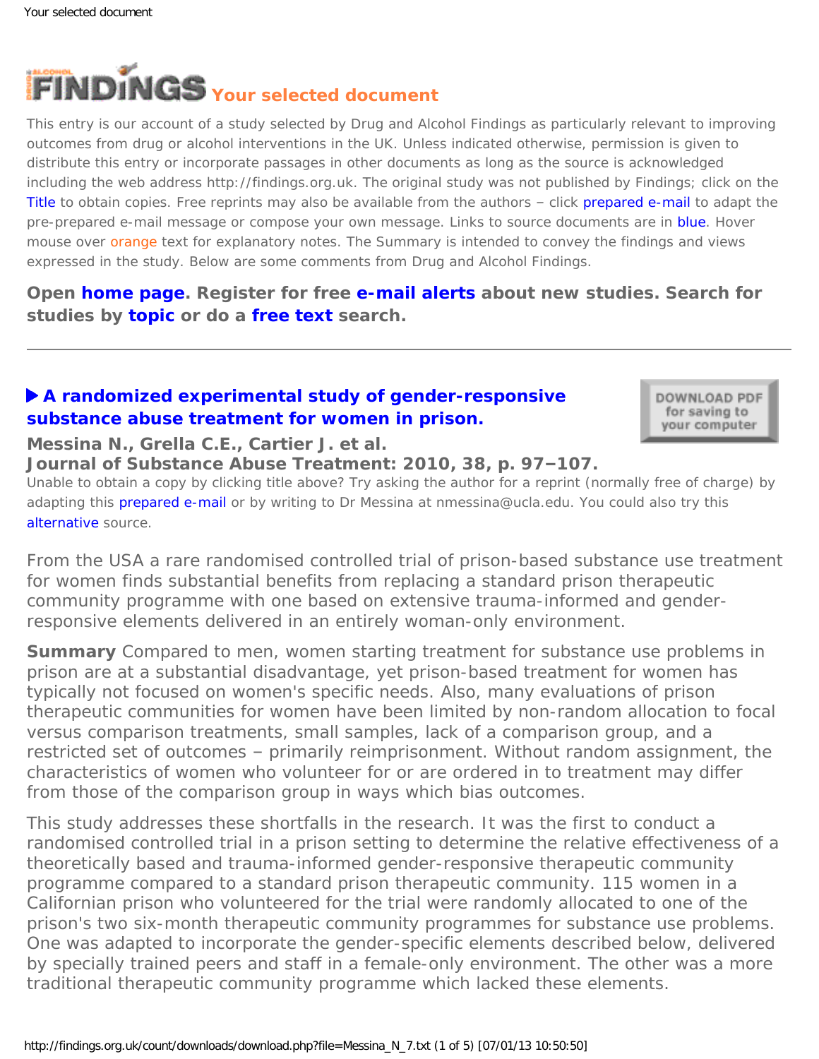# Your selected document

This entry is our account of a study selected by Drug and Alcohol Findings as particularly relevant to improving outcomes from drug or alcohol interventions in the UK. Unless indicated otherwise, permission is given to distribute this entry or incorporate passages in other documents as long as the source is acknowledged including the web address http://findings.org.uk. The original study was not published by Findings; click on the Title to obtain copies. Free reprints may also be available from the authors – click prepared e-mail to adapt the pre-prepared e-mail message or compose your own message. Links to source documents are in blue. Hover mouse over orange text for explanatory notes. The Summary is intended to convey the findings and views expressed in the study. Below are some comments from Drug and Alcohol Findings.

**Open home page. Register for free e-mail alerts about new studies. Search for studies by topic or do a free text search.**

---

## ▶ A randomized experimental study of gender-responsive substance abuse treatment for women in prison.

**Messina N., Grella C.E., Cartier J. et al.**
**Journal of Substance Abuse Treatment: 2010, 38, p. 97–107.**

Unable to obtain a copy by clicking title above? Try asking the author for a reprint (normally free of charge) by adapting this prepared e-mail or by writing to Dr Messina at nmessina@ucla.edu. You could also try this alternative source.

From the USA a rare randomised controlled trial of prison-based substance use treatment for women finds substantial benefits from replacing a standard prison therapeutic community programme with one based on extensive trauma-informed and gender-responsive elements delivered in an entirely woman-only environment.

**Summary** Compared to men, women starting treatment for substance use problems in prison are at a substantial disadvantage, yet prison-based treatment for women has typically not focused on women's specific needs. Also, many evaluations of prison therapeutic communities for women have been limited by non-random allocation to focal versus comparison treatments, small samples, lack of a comparison group, and a restricted set of outcomes – primarily reimprisonment. Without random assignment, the characteristics of women who volunteer for or are ordered in to treatment may differ from those of the comparison group in ways which bias outcomes.

This study addresses these shortfalls in the research. It was the first to conduct a randomised controlled trial in a prison setting to determine the relative effectiveness of a theoretically based and trauma-informed gender-responsive therapeutic community programme compared to a standard prison therapeutic community. 115 women in a Californian prison who volunteered for the trial were randomly allocated to one of the prison's two six-month therapeutic community programmes for substance use problems. One was adapted to incorporate the gender-specific elements described below, delivered by specially trained peers and staff in a female-only environment. The other was a more traditional therapeutic community programme which lacked these elements.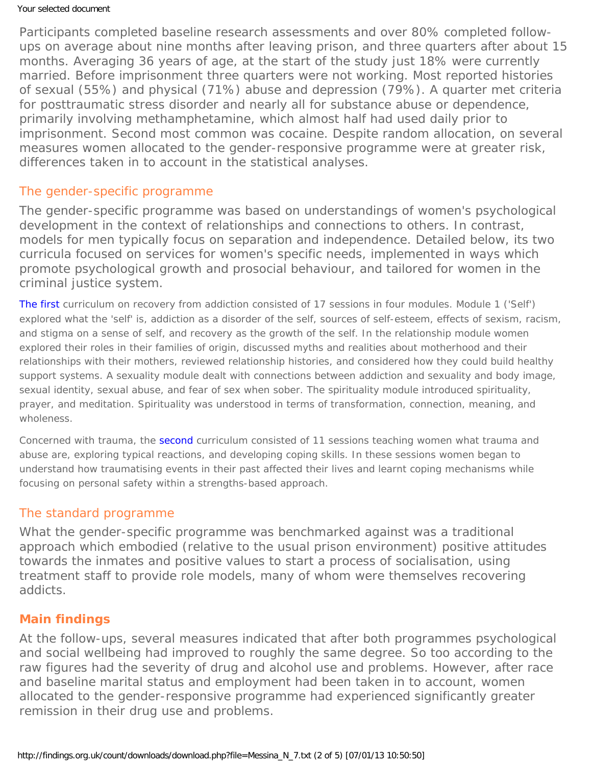Participants completed baseline research assessments and over 80% completed follow-ups on average about nine months after leaving prison, and three quarters after about 15 months. Averaging 36 years of age, at the start of the study just 18% were currently married. Before imprisonment three quarters were not working. Most reported histories of sexual (55%) and physical (71%) abuse and depression (79%). A quarter met criteria for posttraumatic stress disorder and nearly all for substance abuse or dependence, primarily involving methamphetamine, which almost half had used daily prior to imprisonment. Second most common was cocaine. Despite random allocation, on several measures women allocated to the gender-responsive programme were at greater risk, differences taken in to account in the statistical analyses.

## The gender-specific programme

The gender-specific programme was based on understandings of women's psychological development in the context of relationships and connections to others. In contrast, models for men typically focus on separation and independence. Detailed below, its two curricula focused on services for women's specific needs, implemented in ways which promote psychological growth and prosocial behaviour, and tailored for women in the criminal justice system.

The first curriculum on recovery from addiction consisted of 17 sessions in four modules. Module 1 ('Self') explored what the 'self' is, addiction as a disorder of the self, sources of self-esteem, effects of sexism, racism, and stigma on a sense of self, and recovery as the growth of the self. In the relationship module women explored their roles in their families of origin, discussed myths and realities about motherhood and their relationships with their mothers, reviewed relationship histories, and considered how they could build healthy support systems. A sexuality module dealt with connections between addiction and sexuality and body image, sexual identity, sexual abuse, and fear of sex when sober. The spirituality module introduced spirituality, prayer, and meditation. Spirituality was understood in terms of transformation, connection, meaning, and wholeness.

Concerned with trauma, the second curriculum consisted of 11 sessions teaching women what trauma and abuse are, exploring typical reactions, and developing coping skills. In these sessions women began to understand how traumatising events in their past affected their lives and learnt coping mechanisms while focusing on personal safety within a strengths-based approach.

## The standard programme

What the gender-specific programme was benchmarked against was a traditional approach which embodied (relative to the usual prison environment) positive attitudes towards the inmates and positive values to start a process of socialisation, using treatment staff to provide role models, many of whom were themselves recovering addicts.

## Main findings

At the follow-ups, several measures indicated that after both programmes psychological and social wellbeing had improved to roughly the same degree. So too according to the raw figures had the severity of drug and alcohol use and problems. However, after race and baseline marital status and employment had been taken in to account, women allocated to the gender-responsive programme had experienced significantly greater remission in their drug use and problems.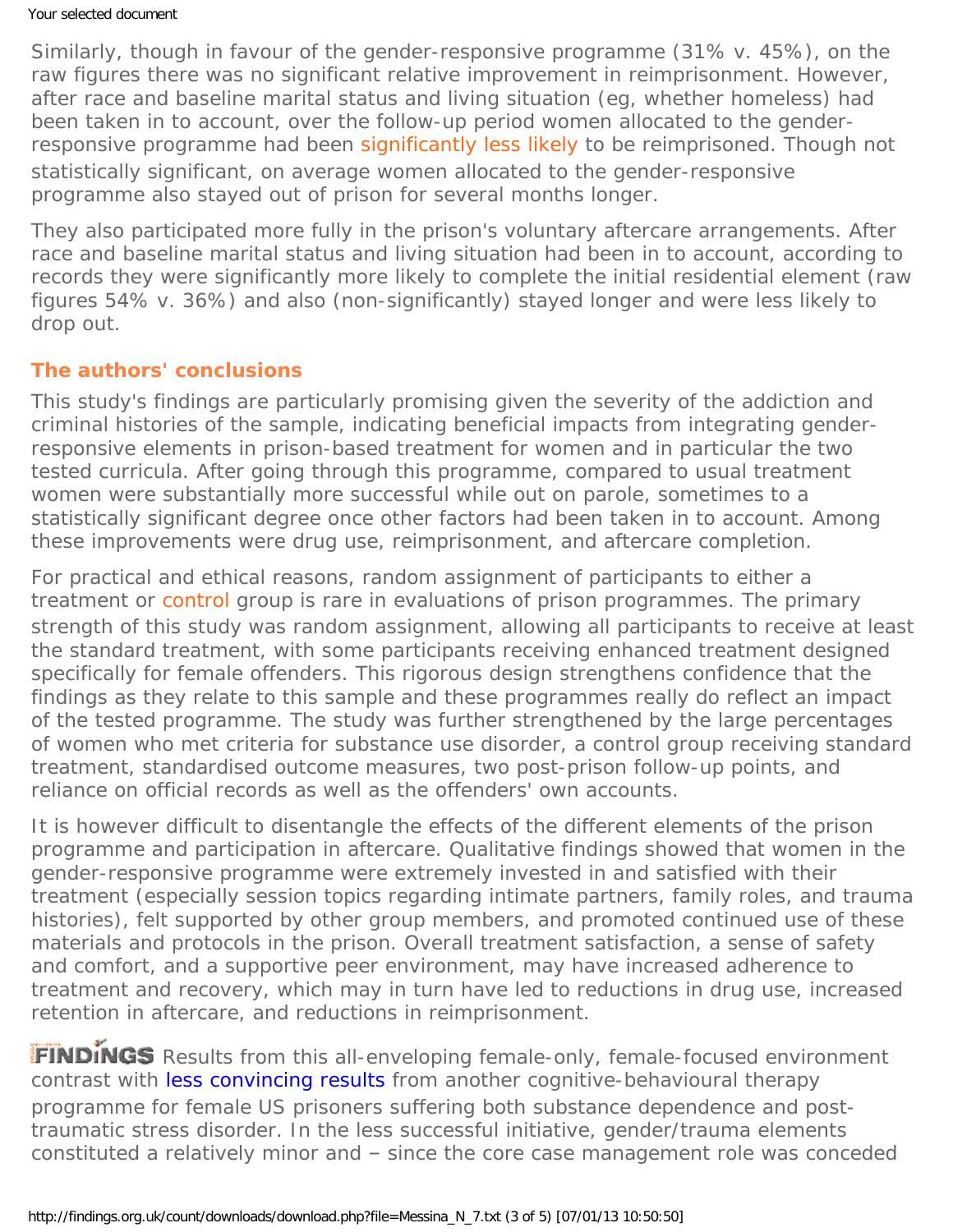Similarly, though in favour of the gender-responsive programme (31% v. 45%), on the raw figures there was no significant relative improvement in reimprisonment. However, after race and baseline marital status and living situation (eg, whether homeless) had been taken in to account, over the follow-up period women allocated to the gender-responsive programme had been significantly less likely to be reimprisoned. Though not statistically significant, on average women allocated to the gender-responsive programme also stayed out of prison for several months longer.

They also participated more fully in the prison's voluntary aftercare arrangements. After race and baseline marital status and living situation had been in to account, according to records they were significantly more likely to complete the initial residential element (raw figures 54% v. 36%) and also (non-significantly) stayed longer and were less likely to drop out.

## The authors' conclusions

This study's findings are particularly promising given the severity of the addiction and criminal histories of the sample, indicating beneficial impacts from integrating gender-responsive elements in prison-based treatment for women and in particular the two tested curricula. After going through this programme, compared to usual treatment women were substantially more successful while out on parole, sometimes to a statistically significant degree once other factors had been taken in to account. Among these improvements were drug use, reimprisonment, and aftercare completion.

For practical and ethical reasons, random assignment of participants to either a treatment or control group is rare in evaluations of prison programmes. The primary strength of this study was random assignment, allowing all participants to receive at least the standard treatment, with some participants receiving enhanced treatment designed specifically for female offenders. This rigorous design strengthens confidence that the findings as they relate to this sample and these programmes really do reflect an impact of the tested programme. The study was further strengthened by the large percentages of women who met criteria for substance use disorder, a control group receiving standard treatment, standardised outcome measures, two post-prison follow-up points, and reliance on official records as well as the offenders' own accounts.

It is however difficult to disentangle the effects of the different elements of the prison programme and participation in aftercare. Qualitative findings showed that women in the gender-responsive programme were extremely invested in and satisfied with their treatment (especially session topics regarding intimate partners, family roles, and trauma histories), felt supported by other group members, and promoted continued use of these materials and protocols in the prison. Overall treatment satisfaction, a sense of safety and comfort, and a supportive peer environment, may have increased adherence to treatment and recovery, which may in turn have led to reductions in drug use, increased retention in aftercare, and reductions in reimprisonment.

FINDINGS Results from this all-enveloping female-only, female-focused environment contrast with less convincing results from another cognitive-behavioural therapy programme for female US prisoners suffering both substance dependence and post-traumatic stress disorder. In the less successful initiative, gender/trauma elements constituted a relatively minor and – since the core case management role was conceded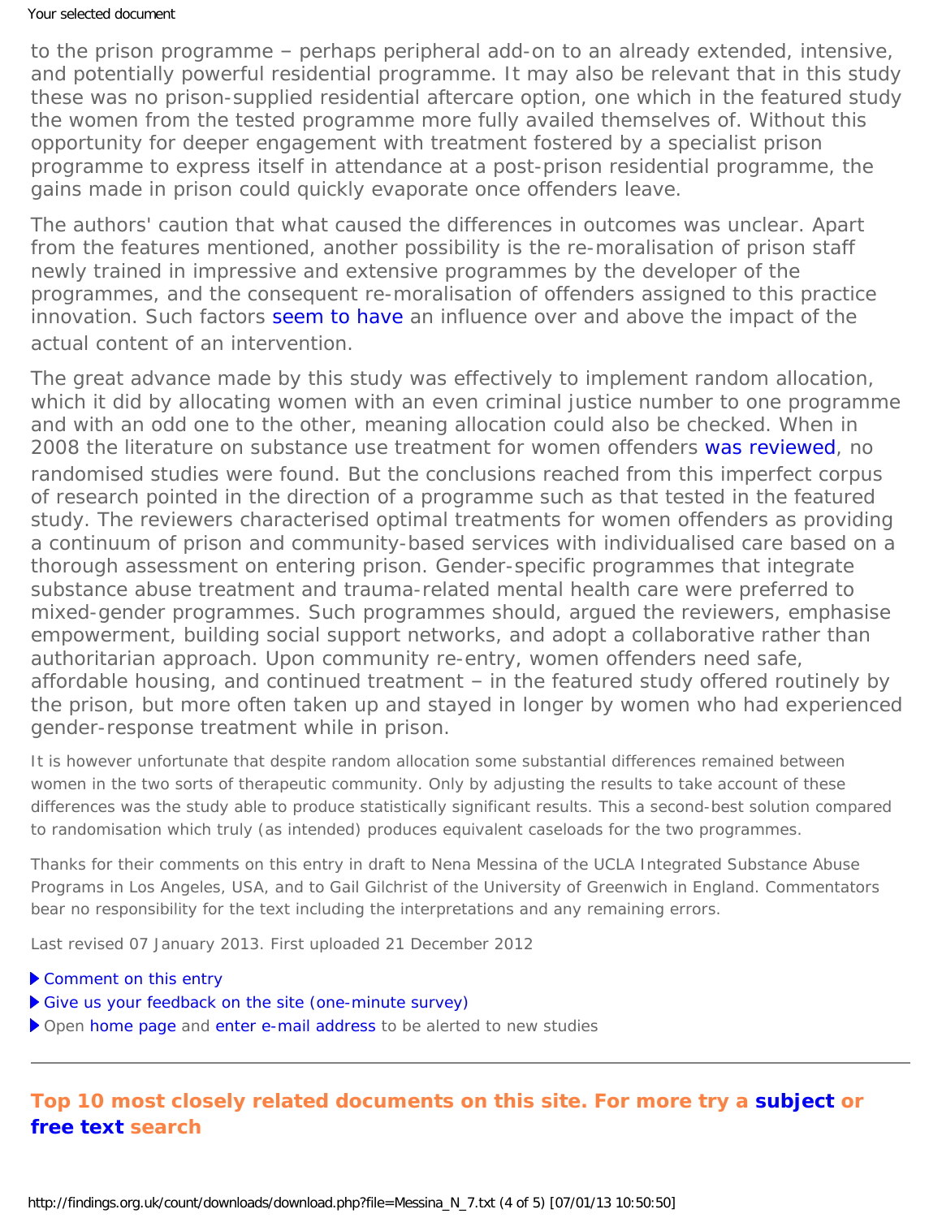to the prison programme – perhaps peripheral add-on to an already extended, intensive, and potentially powerful residential programme. It may also be relevant that in this study these was no prison-supplied residential aftercare option, one which in the featured study the women from the tested programme more fully availed themselves of. Without this opportunity for deeper engagement with treatment fostered by a specialist prison programme to express itself in attendance at a post-prison residential programme, the gains made in prison could quickly evaporate once offenders leave.

The authors' caution that what caused the differences in outcomes was unclear. Apart from the features mentioned, another possibility is the re-moralisation of prison staff newly trained in impressive and extensive programmes by the developer of the programmes, and the consequent re-moralisation of offenders assigned to this practice innovation. Such factors seem to have an influence over and above the impact of the actual content of an intervention.

The great advance made by this study was effectively to implement random allocation, which it did by allocating women with an even criminal justice number to one programme and with an odd one to the other, meaning allocation could also be checked. When in 2008 the literature on substance use treatment for women offenders was reviewed, no randomised studies were found. But the conclusions reached from this imperfect corpus of research pointed in the direction of a programme such as that tested in the featured study. The reviewers characterised optimal treatments for women offenders as providing a continuum of prison and community-based services with individualised care based on a thorough assessment on entering prison. Gender-specific programmes that integrate substance abuse treatment and trauma-related mental health care were preferred to mixed-gender programmes. Such programmes should, argued the reviewers, emphasise empowerment, building social support networks, and adopt a collaborative rather than authoritarian approach. Upon community re-entry, women offenders need safe, affordable housing, and continued treatment – in the featured study offered routinely by the prison, but more often taken up and stayed in longer by women who had experienced gender-response treatment while in prison.

It is however unfortunate that despite random allocation some substantial differences remained between women in the two sorts of therapeutic community. Only by adjusting the results to take account of these differences was the study able to produce statistically significant results. This a second-best solution compared to randomisation which truly (as intended) produces equivalent caseloads for the two programmes.

Thanks for their comments on this entry in draft to Nena Messina of the UCLA Integrated Substance Abuse Programs in Los Angeles, USA, and to Gail Gilchrist of the University of Greenwich in England. Commentators bear no responsibility for the text including the interpretations and any remaining errors.

Last revised 07 January 2013. First uploaded 21 December 2012

- Comment on this entry
- Give us your feedback on the site (one-minute survey)
- Open home page and enter e-mail address to be alerted to new studies

---

## Top 10 most closely related documents on this site. For more try a subject or free text search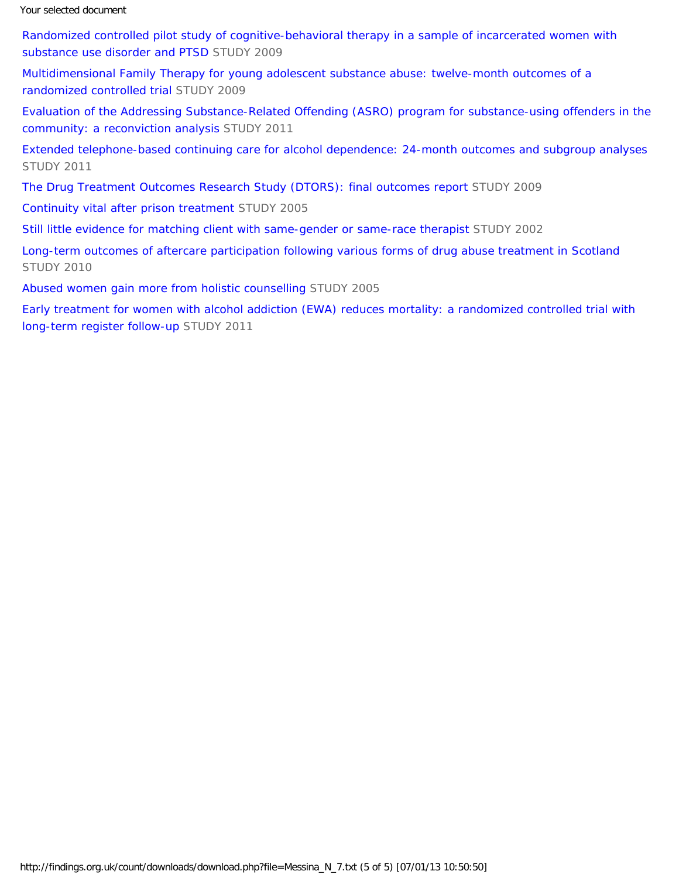Randomized controlled pilot study of cognitive-behavioral therapy in a sample of incarcerated women with substance use disorder and PTSD STUDY 2009

Multidimensional Family Therapy for young adolescent substance abuse: twelve-month outcomes of a randomized controlled trial STUDY 2009

Evaluation of the Addressing Substance-Related Offending (ASRO) program for substance-using offenders in the community: a reconviction analysis STUDY 2011

Extended telephone-based continuing care for alcohol dependence: 24-month outcomes and subgroup analyses STUDY 2011

The Drug Treatment Outcomes Research Study (DTORS): final outcomes report STUDY 2009

Continuity vital after prison treatment STUDY 2005

Still little evidence for matching client with same-gender or same-race therapist STUDY 2002

Long-term outcomes of aftercare participation following various forms of drug abuse treatment in Scotland STUDY 2010

Abused women gain more from holistic counselling STUDY 2005

Early treatment for women with alcohol addiction (EWA) reduces mortality: a randomized controlled trial with long-term register follow-up STUDY 2011